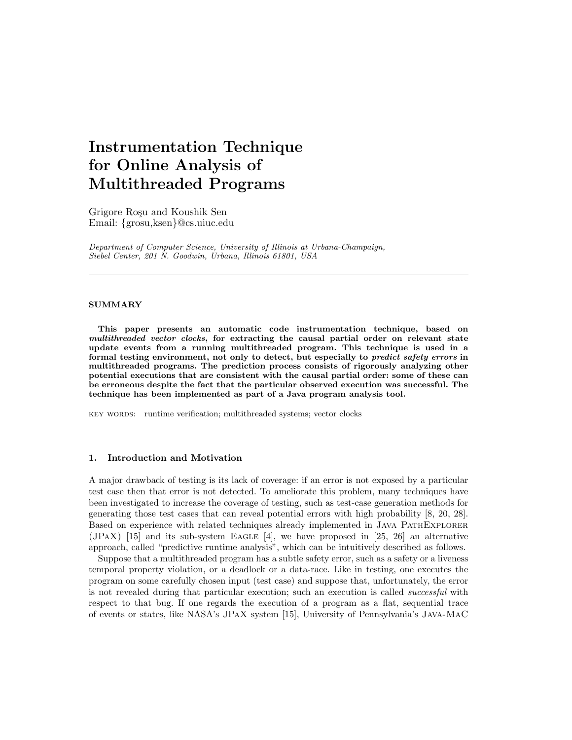# Instrumentation Technique for Online Analysis of Multithreaded Programs

Grigore Roşu and Koushik Sen
Email: {grosu,ksen}@cs.uiuc.edu

*Department of Computer Science, University of Illinois at Urbana-Champaign, Siebel Center, 201 N. Goodwin, Urbana, Illinois 61801, USA*

---

## SUMMARY

**This paper presents an automatic code instrumentation technique, based on *multithreaded vector clocks*, for extracting the causal partial order on relevant state update events from a running multithreaded program. This technique is used in a formal testing environment, not only to detect, but especially to *predict safety errors* in multithreaded programs. The prediction process consists of rigorously analyzing other potential executions that are consistent with the causal partial order: some of these can be erroneous despite the fact that the particular observed execution was successful. The technique has been implemented as part of a Java program analysis tool.**

KEY WORDS: runtime verification; multithreaded systems; vector clocks

## 1. Introduction and Motivation

A major drawback of testing is its lack of coverage: if an error is not exposed by a particular test case then that error is not detected. To ameliorate this problem, many techniques have been investigated to increase the coverage of testing, such as test-case generation methods for generating those test cases that can reveal potential errors with high probability [8, 20, 28]. Based on experience with related techniques already implemented in Java PathExplorer (JPaX) [15] and its sub-system Eagle [4], we have proposed in [25, 26] an alternative approach, called "predictive runtime analysis", which can be intuitively described as follows.

Suppose that a multithreaded program has a subtle safety error, such as a safety or a liveness temporal property violation, or a deadlock or a data-race. Like in testing, one executes the program on some carefully chosen input (test case) and suppose that, unfortunately, the error is not revealed during that particular execution; such an execution is called *successful* with respect to that bug. If one regards the execution of a program as a flat, sequential trace of events or states, like NASA's JPaX system [15], University of Pennsylvania's Java-MaC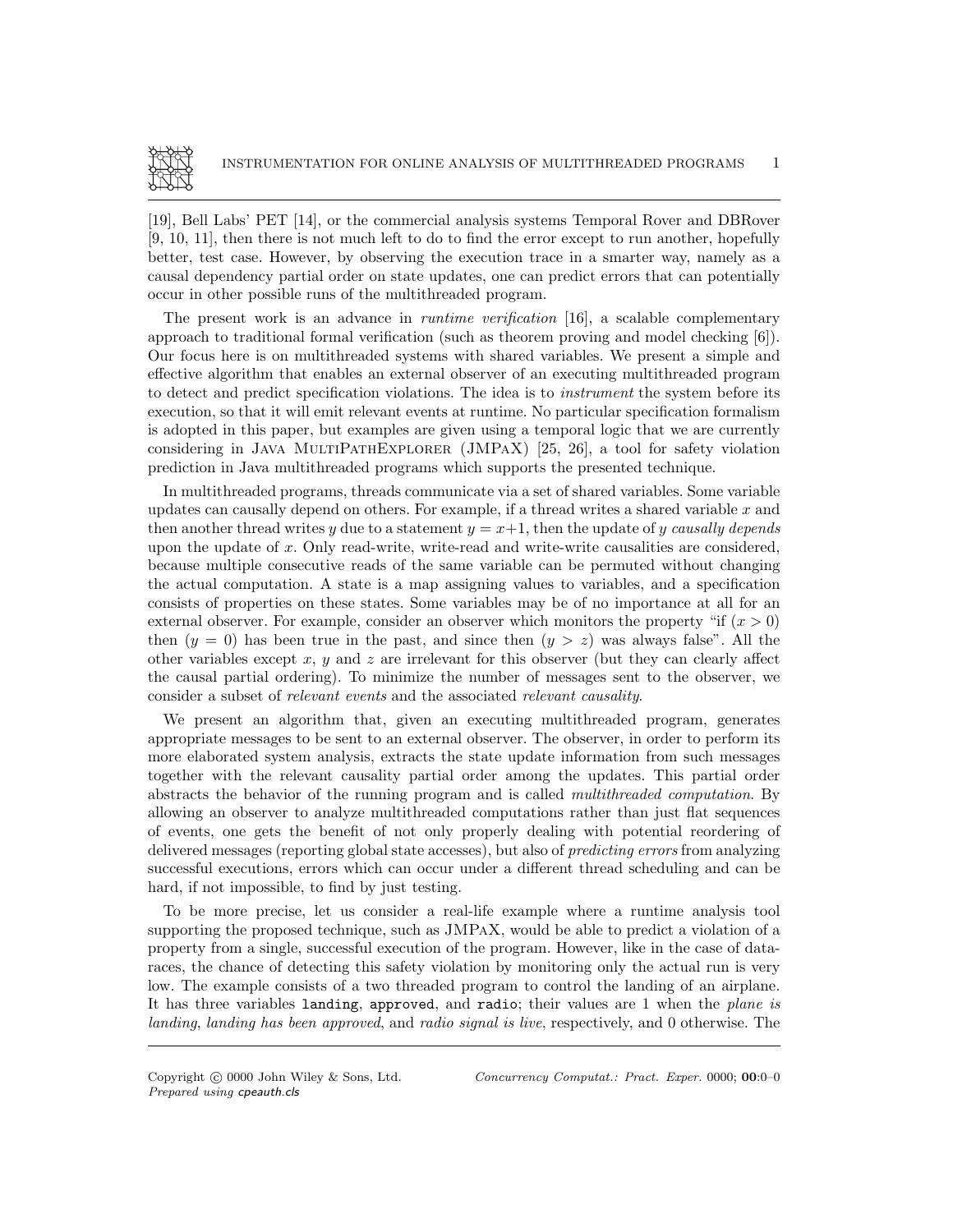[19], Bell Labs' PET [14], or the commercial analysis systems Temporal Rover and DBRover [9, 10, 11], then there is not much left to do to find the error except to run another, hopefully better, test case. However, by observing the execution trace in a smarter way, namely as a causal dependency partial order on state updates, one can predict errors that can potentially occur in other possible runs of the multithreaded program.

The present work is an advance in *runtime verification* [16], a scalable complementary approach to traditional formal verification (such as theorem proving and model checking [6]). Our focus here is on multithreaded systems with shared variables. We present a simple and effective algorithm that enables an external observer of an executing multithreaded program to detect and predict specification violations. The idea is to *instrument* the system before its execution, so that it will emit relevant events at runtime. No particular specification formalism is adopted in this paper, but examples are given using a temporal logic that we are currently considering in Java MultiPathExplorer (JMPaX) [25, 26], a tool for safety violation prediction in Java multithreaded programs which supports the presented technique.

In multithreaded programs, threads communicate via a set of shared variables. Some variable updates can causally depend on others. For example, if a thread writes a shared variable $x$ and then another thread writes $y$ due to a statement $y = x+1$, then the update of $y$ *causally depends* upon the update of $x$. Only read-write, write-read and write-write causalities are considered, because multiple consecutive reads of the same variable can be permuted without changing the actual computation. A state is a map assigning values to variables, and a specification consists of properties on these states. Some variables may be of no importance at all for an external observer. For example, consider an observer which monitors the property "if $(x > 0)$ then $(y = 0)$ has been true in the past, and since then $(y > z)$ was always false". All the other variables except $x$, $y$ and $z$ are irrelevant for this observer (but they can clearly affect the causal partial ordering). To minimize the number of messages sent to the observer, we consider a subset of *relevant events* and the associated *relevant causality*.

We present an algorithm that, given an executing multithreaded program, generates appropriate messages to be sent to an external observer. The observer, in order to perform its more elaborated system analysis, extracts the state update information from such messages together with the relevant causality partial order among the updates. This partial order abstracts the behavior of the running program and is called *multithreaded computation*. By allowing an observer to analyze multithreaded computations rather than just flat sequences of events, one gets the benefit of not only properly dealing with potential reordering of delivered messages (reporting global state accesses), but also of *predicting errors* from analyzing successful executions, errors which can occur under a different thread scheduling and can be hard, if not impossible, to find by just testing.

To be more precise, let us consider a real-life example where a runtime analysis tool supporting the proposed technique, such as JMPaX, would be able to predict a violation of a property from a single, successful execution of the program. However, like in the case of data-races, the chance of detecting this safety violation by monitoring only the actual run is very low. The example consists of a two threaded program to control the landing of an airplane. It has three variables `landing`, `approved`, and `radio`; their values are 1 when the *plane is landing*, *landing has been approved*, and *radio signal is live*, respectively, and 0 otherwise. The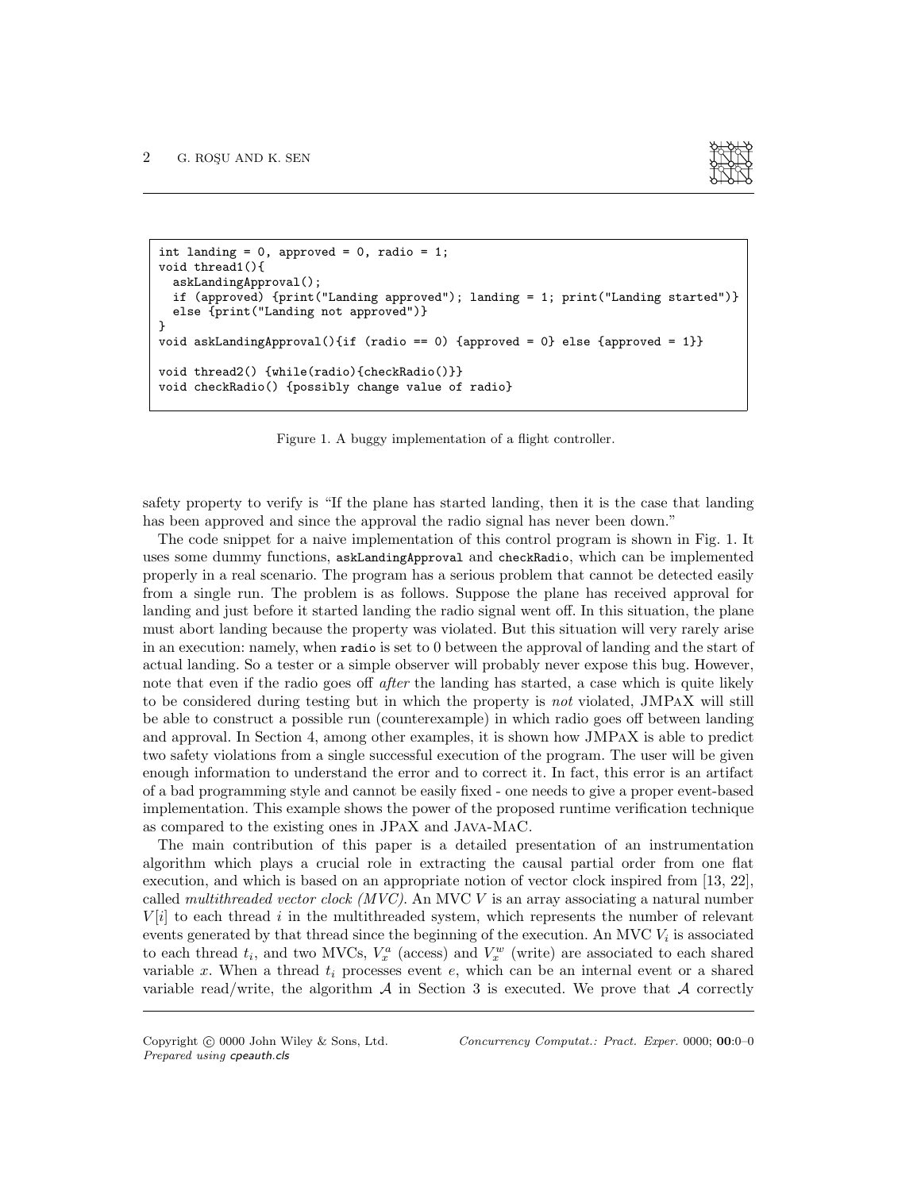```
int landing = 0, approved = 0, radio = 1;
void thread1(){
  askLandingApproval();
  if (approved) {print("Landing approved"); landing = 1; print("Landing started")}
  else {print("Landing not approved")}
}
void askLandingApproval(){if (radio == 0) {approved = 0} else {approved = 1}}

void thread2() {while(radio){checkRadio()}}
void checkRadio() {possibly change value of radio}
```

Figure 1. A buggy implementation of a flight controller.

safety property to verify is "If the plane has started landing, then it is the case that landing has been approved and since the approval the radio signal has never been down."

The code snippet for a naive implementation of this control program is shown in Fig. 1. It uses some dummy functions, `askLandingApproval` and `checkRadio`, which can be implemented properly in a real scenario. The program has a serious problem that cannot be detected easily from a single run. The problem is as follows. Suppose the plane has received approval for landing and just before it started landing the radio signal went off. In this situation, the plane must abort landing because the property was violated. But this situation will very rarely arise in an execution: namely, when `radio` is set to 0 between the approval of landing and the start of actual landing. So a tester or a simple observer will probably never expose this bug. However, note that even if the radio goes off *after* the landing has started, a case which is quite likely to be considered during testing but in which the property is *not* violated, JMPaX will still be able to construct a possible run (counterexample) in which radio goes off between landing and approval. In Section 4, among other examples, it is shown how JMPaX is able to predict two safety violations from a single successful execution of the program. The user will be given enough information to understand the error and to correct it. In fact, this error is an artifact of a bad programming style and cannot be easily fixed - one needs to give a proper event-based implementation. This example shows the power of the proposed runtime verification technique as compared to the existing ones in JPaX and Java-MaC.

The main contribution of this paper is a detailed presentation of an instrumentation algorithm which plays a crucial role in extracting the causal partial order from one flat execution, and which is based on an appropriate notion of vector clock inspired from [13, 22], called *multithreaded vector clock (MVC)*. An MVC $V$ is an array associating a natural number $V[i]$ to each thread $i$ in the multithreaded system, which represents the number of relevant events generated by that thread since the beginning of the execution. An MVC $V_i$ is associated to each thread $t_i$, and two MVCs, $V_x^a$ (access) and $V_x^w$ (write) are associated to each shared variable $x$. When a thread $t_i$ processes event $e$, which can be an internal event or a shared variable read/write, the algorithm $\mathcal{A}$ in Section 3 is executed. We prove that $\mathcal{A}$ correctly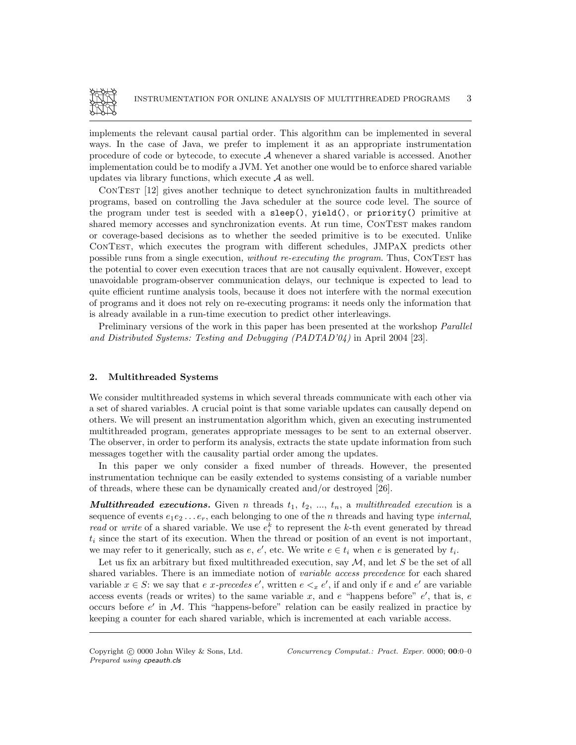implements the relevant causal partial order. This algorithm can be implemented in several ways. In the case of Java, we prefer to implement it as an appropriate instrumentation procedure of code or bytecode, to execute $\mathcal{A}$ whenever a shared variable is accessed. Another implementation could be to modify a JVM. Yet another one would be to enforce shared variable updates via library functions, which execute $\mathcal{A}$ as well.

ConTest [12] gives another technique to detect synchronization faults in multithreaded programs, based on controlling the Java scheduler at the source code level. The source of the program under test is seeded with a `sleep()`, `yield()`, or `priority()` primitive at shared memory accesses and synchronization events. At run time, ConTest makes random or coverage-based decisions as to whether the seeded primitive is to be executed. Unlike ConTest, which executes the program with different schedules, JMPaX predicts other possible runs from a single execution, *without re-executing the program*. Thus, ConTest has the potential to cover even execution traces that are not causally equivalent. However, except unavoidable program-observer communication delays, our technique is expected to lead to quite efficient runtime analysis tools, because it does not interfere with the normal execution of programs and it does not rely on re-executing programs: it needs only the information that is already available in a run-time execution to predict other interleavings.

Preliminary versions of the work in this paper has been presented at the workshop *Parallel and Distributed Systems: Testing and Debugging (PADTAD'04)* in April 2004 [23].

## 2. Multithreaded Systems

We consider multithreaded systems in which several threads communicate with each other via a set of shared variables. A crucial point is that some variable updates can causally depend on others. We will present an instrumentation algorithm which, given an executing instrumented multithreaded program, generates appropriate messages to be sent to an external observer. The observer, in order to perform its analysis, extracts the state update information from such messages together with the causality partial order among the updates.

In this paper we only consider a fixed number of threads. However, the presented instrumentation technique can be easily extended to systems consisting of a variable number of threads, where these can be dynamically created and/or destroyed [26].

***Multithreaded executions.*** Given $n$ threads $t_1$, $t_2$, ..., $t_n$, a *multithreaded execution* is a sequence of events $e_1 e_2 \ldots e_r$, each belonging to one of the $n$ threads and having type *internal*, *read* or *write* of a shared variable. We use $e_i^k$ to represent the $k$-th event generated by thread $t_i$ since the start of its execution. When the thread or position of an event is not important, we may refer to it generically, such as $e$, $e'$, etc. We write $e \in t_i$ when $e$ is generated by $t_i$.

Let us fix an arbitrary but fixed multithreaded execution, say $\mathcal{M}$, and let $S$ be the set of all shared variables. There is an immediate notion of *variable access precedence* for each shared variable $x \in S$: we say that $e$ *x-precedes* $e'$, written $e <_x e'$, if and only if $e$ and $e'$ are variable access events (reads or writes) to the same variable $x$, and $e$ "happens before" $e'$, that is, $e$ occurs before $e'$ in $\mathcal{M}$. This "happens-before" relation can be easily realized in practice by keeping a counter for each shared variable, which is incremented at each variable access.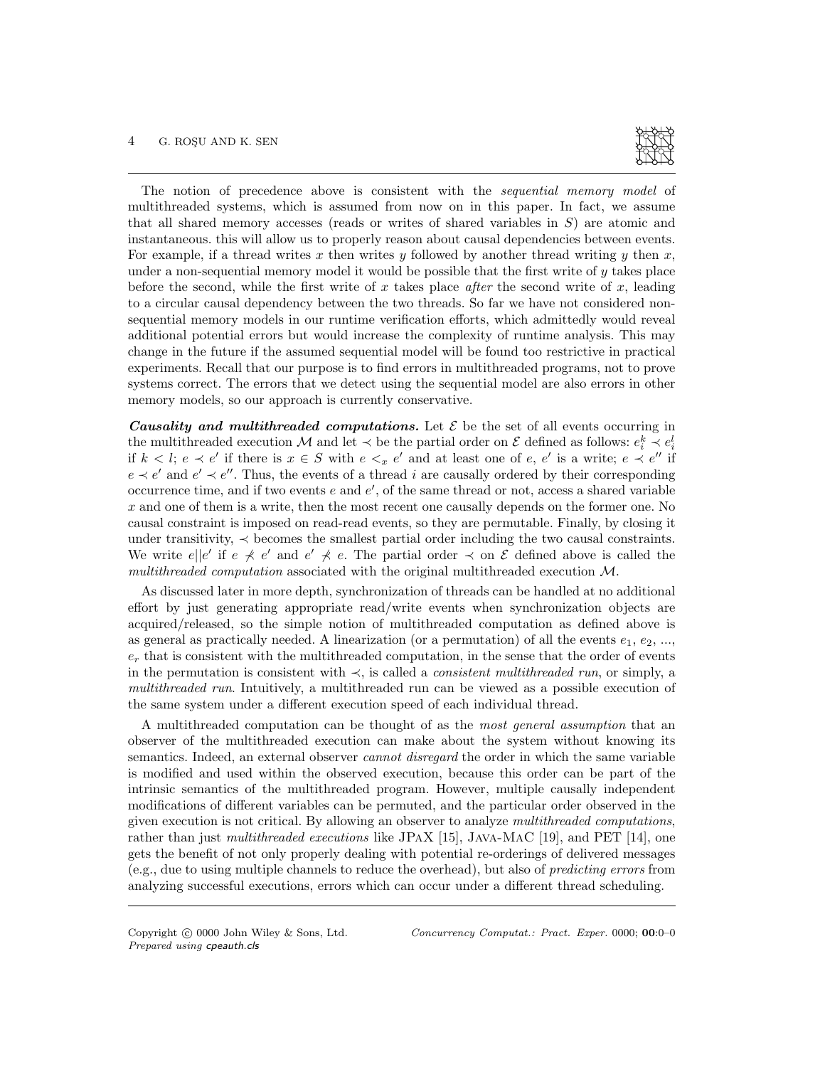The notion of precedence above is consistent with the *sequential memory model* of multithreaded systems, which is assumed from now on in this paper. In fact, we assume that all shared memory accesses (reads or writes of shared variables in $S$) are atomic and instantaneous. this will allow us to properly reason about causal dependencies between events. For example, if a thread writes $x$ then writes $y$ followed by another thread writing $y$ then $x$, under a non-sequential memory model it would be possible that the first write of $y$ takes place before the second, while the first write of $x$ takes place *after* the second write of $x$, leading to a circular causal dependency between the two threads. So far we have not considered non-sequential memory models in our runtime verification efforts, which admittedly would reveal additional potential errors but would increase the complexity of runtime analysis. This may change in the future if the assumed sequential model will be found too restrictive in practical experiments. Recall that our purpose is to find errors in multithreaded programs, not to prove systems correct. The errors that we detect using the sequential model are also errors in other memory models, so our approach is currently conservative.

***Causality and multithreaded computations.*** Let $\mathcal{E}$ be the set of all events occurring in the multithreaded execution $\mathcal{M}$ and let $\prec$ be the partial order on $\mathcal{E}$ defined as follows: $e_i^k \prec e_i^l$ if $k < l$; $e \prec e'$ if there is $x \in S$ with $e <_x e'$ and at least one of $e$, $e'$ is a write; $e \prec e''$ if $e \prec e'$ and $e' \prec e''$. Thus, the events of a thread $i$ are causally ordered by their corresponding occurrence time, and if two events $e$ and $e'$, of the same thread or not, access a shared variable $x$ and one of them is a write, then the most recent one causally depends on the former one. No causal constraint is imposed on read-read events, so they are permutable. Finally, by closing it under transitivity, $\prec$ becomes the smallest partial order including the two causal constraints. We write $e||e'$ if $e \not\prec e'$ and $e' \not\prec e$. The partial order $\prec$ on $\mathcal{E}$ defined above is called the *multithreaded computation* associated with the original multithreaded execution $\mathcal{M}$.

As discussed later in more depth, synchronization of threads can be handled at no additional effort by just generating appropriate read/write events when synchronization objects are acquired/released, so the simple notion of multithreaded computation as defined above is as general as practically needed. A linearization (or a permutation) of all the events $e_1$, $e_2$, ..., $e_r$ that is consistent with the multithreaded computation, in the sense that the order of events in the permutation is consistent with $\prec$, is called a *consistent multithreaded run*, or simply, a *multithreaded run*. Intuitively, a multithreaded run can be viewed as a possible execution of the same system under a different execution speed of each individual thread.

A multithreaded computation can be thought of as the *most general assumption* that an observer of the multithreaded execution can make about the system without knowing its semantics. Indeed, an external observer *cannot disregard* the order in which the same variable is modified and used within the observed execution, because this order can be part of the intrinsic semantics of the multithreaded program. However, multiple causally independent modifications of different variables can be permuted, and the particular order observed in the given execution is not critical. By allowing an observer to analyze *multithreaded computations*, rather than just *multithreaded executions* like JPaX [15], Java-MaC [19], and PET [14], one gets the benefit of not only properly dealing with potential re-orderings of delivered messages (e.g., due to using multiple channels to reduce the overhead), but also of *predicting errors* from analyzing successful executions, errors which can occur under a different thread scheduling.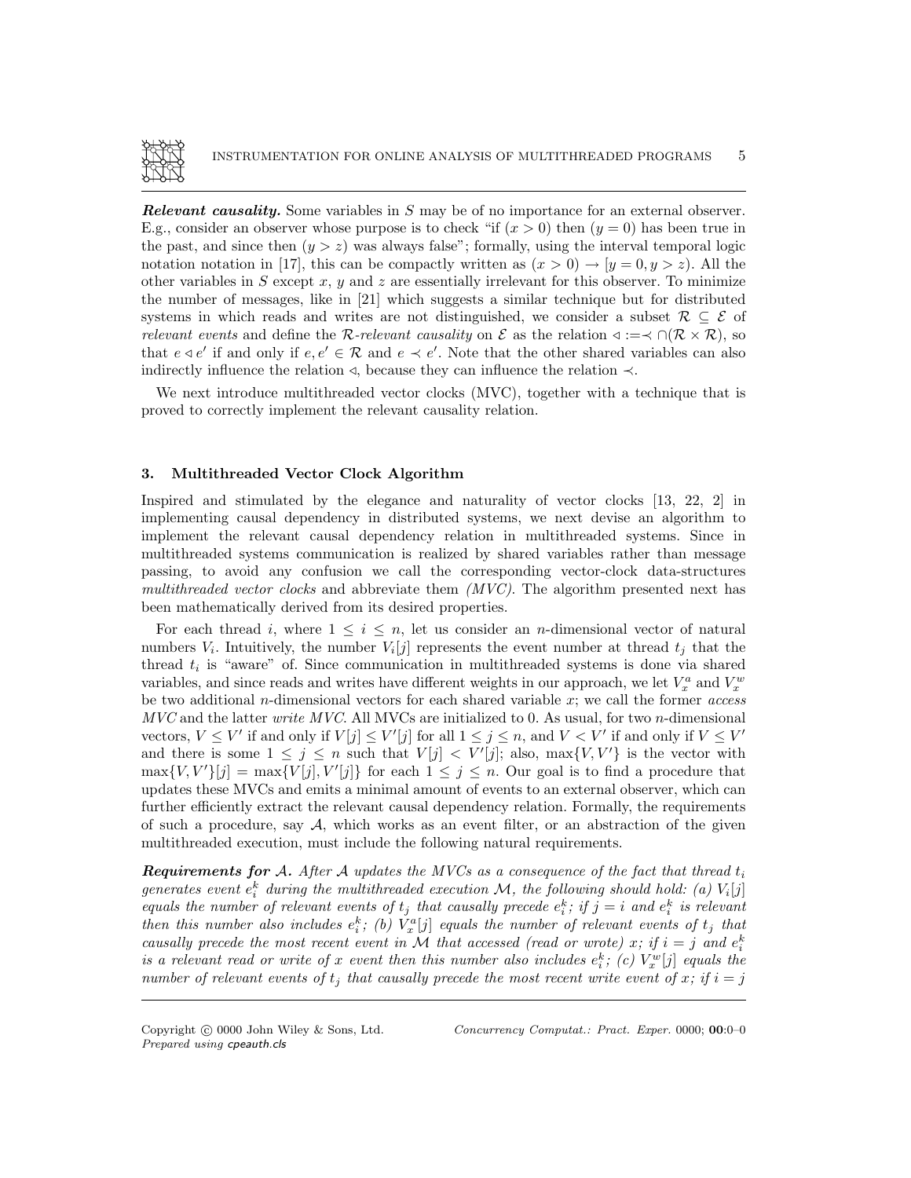***Relevant causality.*** Some variables in $S$ may be of no importance for an external observer. E.g., consider an observer whose purpose is to check "if $(x > 0)$ then $(y = 0)$ has been true in the past, and since then $(y > z)$ was always false"; formally, using the interval temporal logic notation notation in [17], this can be compactly written as $(x > 0) \rightarrow [y = 0, y > z)$. All the other variables in $S$ except $x$, $y$ and $z$ are essentially irrelevant for this observer. To minimize the number of messages, like in [21] which suggests a similar technique but for distributed systems in which reads and writes are not distinguished, we consider a subset $\mathcal{R} \subseteq \mathcal{E}$ of *relevant events* and define the $\mathcal{R}$*-relevant causality* on $\mathcal{E}$ as the relation $\lhd := \prec \cap (\mathcal{R} \times \mathcal{R})$, so that $e \lhd e'$ if and only if $e, e' \in \mathcal{R}$ and $e \prec e'$. Note that the other shared variables can also indirectly influence the relation $\lhd$, because they can influence the relation $\prec$.

We next introduce multithreaded vector clocks (MVC), together with a technique that is proved to correctly implement the relevant causality relation.

## 3. Multithreaded Vector Clock Algorithm

Inspired and stimulated by the elegance and naturality of vector clocks [13, 22, 2] in implementing causal dependency in distributed systems, we next devise an algorithm to implement the relevant causal dependency relation in multithreaded systems. Since in multithreaded systems communication is realized by shared variables rather than message passing, to avoid any confusion we call the corresponding vector-clock data-structures *multithreaded vector clocks* and abbreviate them *(MVC)*. The algorithm presented next has been mathematically derived from its desired properties.

For each thread $i$, where $1 \leq i \leq n$, let us consider an $n$-dimensional vector of natural numbers $V_i$. Intuitively, the number $V_i[j]$ represents the event number at thread $t_j$ that the thread $t_i$ is "aware" of. Since communication in multithreaded systems is done via shared variables, and since reads and writes have different weights in our approach, we let $V_x^a$ and $V_x^w$ be two additional $n$-dimensional vectors for each shared variable $x$; we call the former *access MVC* and the latter *write MVC*. All MVCs are initialized to 0. As usual, for two $n$-dimensional vectors, $V \leq V'$ if and only if $V[j] \leq V'[j]$ for all $1 \leq j \leq n$, and $V < V'$ if and only if $V \leq V'$ and there is some $1 \leq j \leq n$ such that $V[j] < V'[j]$; also, $\max\{V, V'\}$ is the vector with $\max\{V, V'\}[j] = \max\{V[j], V'[j]\}$ for each $1 \leq j \leq n$. Our goal is to find a procedure that updates these MVCs and emits a minimal amount of events to an external observer, which can further efficiently extract the relevant causal dependency relation. Formally, the requirements of such a procedure, say $\mathcal{A}$, which works as an event filter, or an abstraction of the given multithreaded execution, must include the following natural requirements.

***Requirements for $\mathcal{A}$.*** *After $\mathcal{A}$ updates the MVCs as a consequence of the fact that thread $t_i$ generates event $e_i^k$ during the multithreaded execution $\mathcal{M}$, the following should hold: (a) $V_i[j]$ equals the number of relevant events of $t_j$ that causally precede $e_i^k$; if $j = i$ and $e_i^k$ is relevant then this number also includes $e_i^k$; (b) $V_x^a[j]$ equals the number of relevant events of $t_j$ that causally precede the most recent event in $\mathcal{M}$ that accessed (read or wrote) $x$; if $i = j$ and $e_i^k$ is a relevant read or write of $x$ event then this number also includes $e_i^k$; (c) $V_x^w[j]$ equals the number of relevant events of $t_j$ that causally precede the most recent write event of $x$; if $i = j$*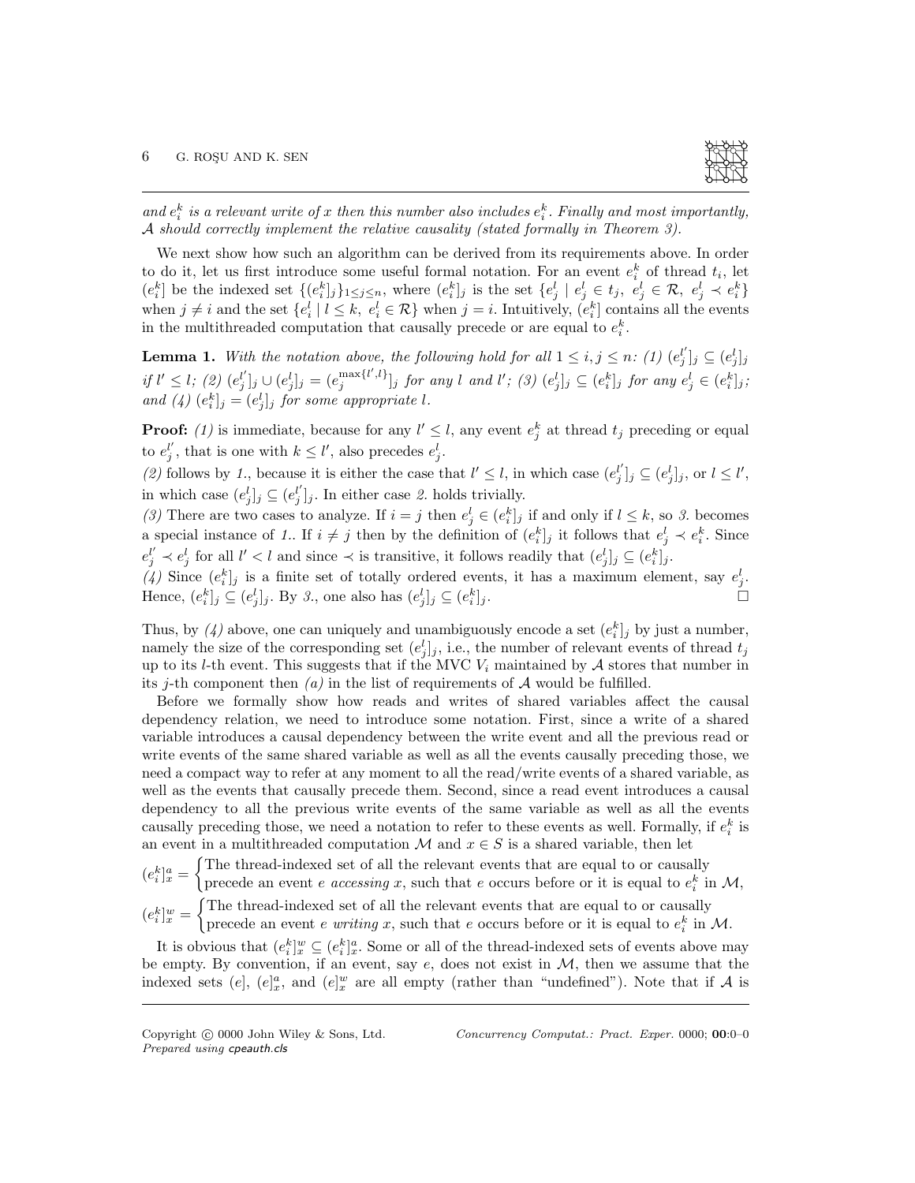*and $e_i^k$ is a relevant write of $x$ then this number also includes $e_i^k$. Finally and most importantly, $\mathcal{A}$ should correctly implement the relative causality (stated formally in Theorem 3).*

We next show how such an algorithm can be derived from its requirements above. In order to do it, let us first introduce some useful formal notation. For an event $e_i^k$ of thread $t_i$, let $(e_i^k]$ be the indexed set $\{(e_i^k]_j\}_{1 \leq j \leq n}$, where $(e_i^k]_j$ is the set $\{e_j^l \mid e_j^l \in t_j,\ e_j^l \in \mathcal{R},\ e_j^l \prec e_i^k\}$ when $j \neq i$ and the set $\{e_i^l \mid l \leq k,\ e_i^l \in \mathcal{R}\}$ when $j = i$. Intuitively, $(e_i^k]$ contains all the events in the multithreaded computation that causally precede or are equal to $e_i^k$.

**Lemma 1.** *With the notation above, the following hold for all $1 \leq i, j \leq n$: (1) $(e_j^{l'}]_j \subseteq (e_j^l]_j$ if $l' \leq l$; (2) $(e_j^{l'}]_j \cup (e_j^l]_j = (e_j^{\max\{l',l\}}]_j$ for any $l$ and $l'$; (3) $(e_j^l]_j \subseteq (e_i^k]_j$ for any $e_j^l \in (e_i^k]_j$; and (4) $(e_i^k]_j = (e_j^l]_j$ for some appropriate $l$.*

**Proof:** *(1)* is immediate, because for any $l' \leq l$, any event $e_j^k$ at thread $t_j$ preceding or equal to $e_j^{l'}$, that is one with $k \leq l'$, also precedes $e_j^l$.

*(2)* follows by *1.*, because it is either the case that $l' \leq l$, in which case $(e_j^{l'}]_j \subseteq (e_j^l]_j$, or $l \leq l'$, in which case $(e_j^l]_j \subseteq (e_j^{l'}]_j$. In either case *2.* holds trivially.

*(3)* There are two cases to analyze. If $i = j$ then $e_j^l \in (e_i^k]_j$ if and only if $l \leq k$, so *3.* becomes a special instance of *1.*. If $i \neq j$ then by the definition of $(e_i^k]_j$ it follows that $e_j^l \prec e_i^k$. Since $e_j^{l'} \prec e_j^l$ for all $l' < l$ and since $\prec$ is transitive, it follows readily that $(e_j^l]_j \subseteq (e_i^k]_j$.

*(4)* Since $(e_i^k]_j$ is a finite set of totally ordered events, it has a maximum element, say $e_j^l$. Hence, $(e_i^k]_j \subseteq (e_j^l]_j$. By *3.*, one also has $(e_j^l]_j \subseteq (e_i^k]_j$. $\square$

Thus, by *(4)* above, one can uniquely and unambiguously encode a set $(e_i^k]_j$ by just a number, namely the size of the corresponding set $(e_j^l]_j$, i.e., the number of relevant events of thread $t_j$ up to its $l$-th event. This suggests that if the MVC $V_i$ maintained by $\mathcal{A}$ stores that number in its $j$-th component then *(a)* in the list of requirements of $\mathcal{A}$ would be fulfilled.

Before we formally show how reads and writes of shared variables affect the causal dependency relation, we need to introduce some notation. First, since a write of a shared variable introduces a causal dependency between the write event and all the previous read or write events of the same shared variable as well as all the events causally preceding those, we need a compact way to refer at any moment to all the read/write events of a shared variable, as well as the events that causally precede them. Second, since a read event introduces a causal dependency to all the previous write events of the same variable as well as all the events causally preceding those, we need a notation to refer to these events as well. Formally, if $e_i^k$ is an event in a multithreaded computation $\mathcal{M}$ and $x \in S$ is a shared variable, then let

$$(e_i^k]_x^a = \begin{cases} \text{The thread-indexed set of all the relevant events that are equal to or causally} \\ \text{precede an event } e \text{ } \textit{accessing } x \text{, such that } e \text{ occurs before or it is equal to } e_i^k \text{ in } \mathcal{M}, \end{cases}$$

$$(e_i^k]_x^w = \begin{cases} \text{The thread-indexed set of all the relevant events that are equal to or causally} \\ \text{precede an event } e \text{ } \textit{writing } x \text{, such that } e \text{ occurs before or it is equal to } e_i^k \text{ in } \mathcal{M}. \end{cases}$$

It is obvious that $(e_i^k]_x^w \subseteq (e_i^k]_x^a$. Some or all of the thread-indexed sets of events above may be empty. By convention, if an event, say $e$, does not exist in $\mathcal{M}$, then we assume that the indexed sets $(e]$, $(e]_x^a$, and $(e]_x^w$ are all empty (rather than "undefined"). Note that if $\mathcal{A}$ is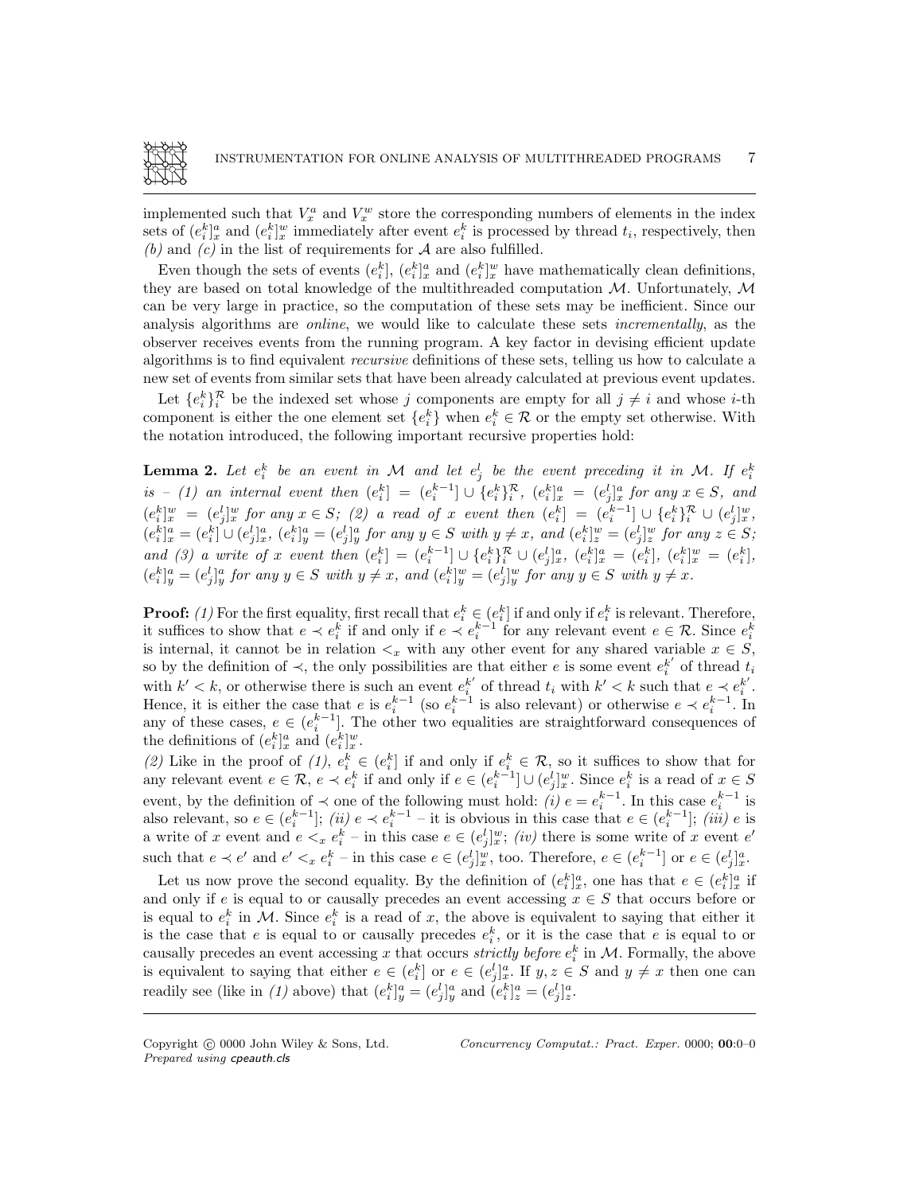implemented such that $V_x^a$ and $V_x^w$ store the corresponding numbers of elements in the index sets of $(e_i^k]_x^a$ and $(e_i^k]_x^w$ immediately after event $e_i^k$ is processed by thread $t_i$, respectively, then *(b)* and *(c)* in the list of requirements for $\mathcal{A}$ are also fulfilled.

Even though the sets of events $(e_i^k]$, $(e_i^k]_x^a$ and $(e_i^k]_x^w$ have mathematically clean definitions, they are based on total knowledge of the multithreaded computation $\mathcal{M}$. Unfortunately, $\mathcal{M}$ can be very large in practice, so the computation of these sets may be inefficient. Since our analysis algorithms are *online*, we would like to calculate these sets *incrementally*, as the observer receives events from the running program. A key factor in devising efficient update algorithms is to find equivalent *recursive* definitions of these sets, telling us how to calculate a new set of events from similar sets that have been already calculated at previous event updates.

Let $\{e_i^k\}_i^{\mathcal{R}}$ be the indexed set whose $j$ components are empty for all $j \neq i$ and whose $i$-th component is either the one element set $\{e_i^k\}$ when $e_i^k \in \mathcal{R}$ or the empty set otherwise. With the notation introduced, the following important recursive properties hold:

**Lemma 2.** *Let $e_i^k$ be an event in $\mathcal{M}$ and let $e_j^l$ be the event preceding it in $\mathcal{M}$. If $e_i^k$ is – (1) an internal event then $(e_i^k] = (e_i^{k-1}] \cup \{e_i^k\}_i^{\mathcal{R}}$, $(e_i^k]_x^a = (e_j^l]_x^a$ for any $x \in S$, and $(e_i^k]_x^w = (e_j^l]_x^w$ for any $x \in S$; (2) a read of $x$ event then $(e_i^k] = (e_i^{k-1}] \cup \{e_i^k\}_i^{\mathcal{R}} \cup (e_j^l]_x^w$, $(e_i^k]_x^a = (e_i^k] \cup (e_j^l]_x^a$, $(e_i^k]_y^a = (e_j^l]_y^a$ for any $y \in S$ with $y \neq x$, and $(e_i^k]_z^w = (e_j^l]_z^w$ for any $z \in S$; and (3) a write of $x$ event then $(e_i^k] = (e_i^{k-1}] \cup \{e_i^k\}_i^{\mathcal{R}} \cup (e_j^l]_x^a$, $(e_i^k]_x^a = (e_i^k]$, $(e_i^k]_x^w = (e_i^k]$, $(e_i^k]_y^a = (e_j^l]_y^a$ for any $y \in S$ with $y \neq x$, and $(e_i^k]_y^w = (e_j^l]_y^w$ for any $y \in S$ with $y \neq x$.*

**Proof:** *(1)* For the first equality, first recall that $e_i^k \in (e_i^k]$ if and only if $e_i^k$ is relevant. Therefore, it suffices to show that $e \prec e_i^k$ if and only if $e \prec e_i^{k-1}$ for any relevant event $e \in \mathcal{R}$. Since $e_i^k$ is internal, it cannot be in relation $<_x$ with any other event for any shared variable $x \in S$, so by the definition of $\prec$, the only possibilities are that either $e$ is some event $e_i^{k'}$ of thread $t_i$ with $k' < k$, or otherwise there is such an event $e_i^{k'}$ of thread $t_i$ with $k' < k$ such that $e \prec e_i^{k'}$. Hence, it is either the case that $e$ is $e_i^{k-1}$ (so $e_i^{k-1}$ is also relevant) or otherwise $e \prec e_i^{k-1}$. In any of these cases, $e \in (e_i^{k-1}]$. The other two equalities are straightforward consequences of the definitions of $(e_i^k]_x^a$ and $(e_i^k]_x^w$.

*(2)* Like in the proof of *(1)*, $e_i^k \in (e_i^k]$ if and only if $e_i^k \in \mathcal{R}$, so it suffices to show that for any relevant event $e \in \mathcal{R}$, $e \prec e_i^k$ if and only if $e \in (e_i^{k-1}] \cup (e_j^l]_x^w$. Since $e_i^k$ is a read of $x \in S$ event, by the definition of $\prec$ one of the following must hold: *(i)* $e = e_i^{k-1}$. In this case $e_i^{k-1}$ is also relevant, so $e \in (e_i^{k-1}]$; *(ii)* $e \prec e_i^{k-1}$ – it is obvious in this case that $e \in (e_i^{k-1}]$; *(iii)* $e$ is a write of $x$ event and $e <_x e_i^k$ – in this case $e \in (e_j^l]_x^w$; *(iv)* there is some write of $x$ event $e'$ such that $e \prec e'$ and $e' <_x e_i^k$ – in this case $e \in (e_j^l]_x^w$, too. Therefore, $e \in (e_i^{k-1}]$ or $e \in (e_j^l]_x^a$.

Let us now prove the second equality. By the definition of $(e_i^k]_x^a$, one has that $e \in (e_i^k]_x^a$ if and only if $e$ is equal to or causally precedes an event accessing $x \in S$ that occurs before or is equal to $e_i^k$ in $\mathcal{M}$. Since $e_i^k$ is a read of $x$, the above is equivalent to saying that either it is the case that $e$ is equal to or causally precedes $e_i^k$, or it is the case that $e$ is equal to or causally precedes an event accessing $x$ that occurs *strictly before* $e_i^k$ in $\mathcal{M}$. Formally, the above is equivalent to saying that either $e \in (e_i^k]$ or $e \in (e_j^l]_x^a$. If $y, z \in S$ and $y \neq x$ then one can readily see (like in *(1)* above) that $(e_i^k]_y^a = (e_j^l]_y^a$ and $(e_i^k]_z^a = (e_j^l]_z^a$.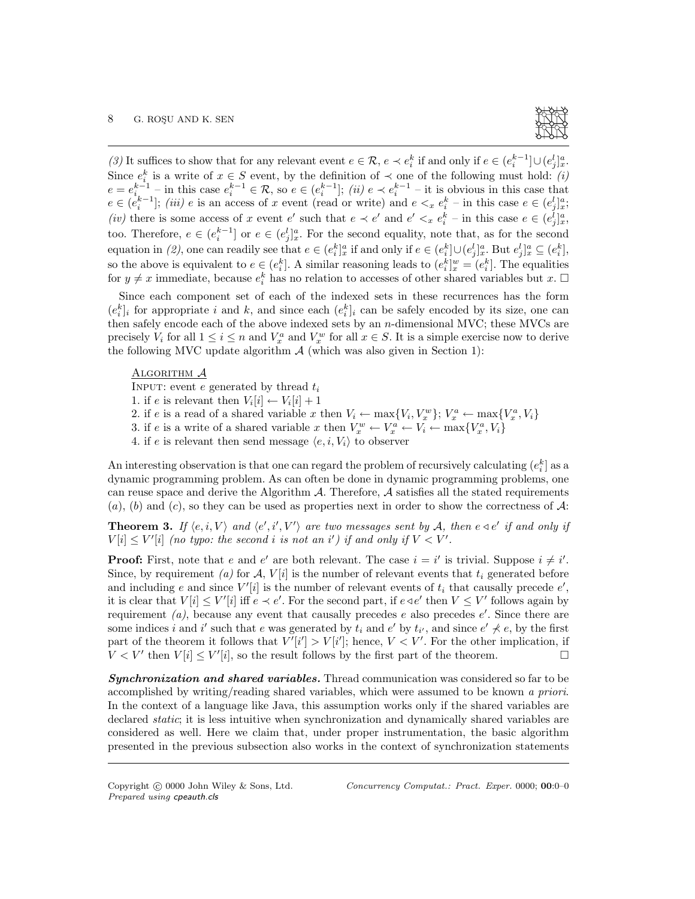*(3)* It suffices to show that for any relevant event $e \in \mathcal{R}$, $e \prec e_i^k$ if and only if $e \in (e_i^{k-1}] \cup (e_j^l]_x^a$. Since $e_i^k$ is a write of $x \in S$ event, by the definition of $\prec$ one of the following must hold: *(i)* $e = e_i^{k-1}$ – in this case $e_i^{k-1} \in \mathcal{R}$, so $e \in (e_i^{k-1}]$; *(ii)* $e \prec e_i^{k-1}$ – it is obvious in this case that $e \in (e_i^{k-1}]$; *(iii)* $e$ is an access of $x$ event (read or write) and $e <_x e_i^k$ – in this case $e \in (e_j^l]_x^a$; *(iv)* there is some access of $x$ event $e'$ such that $e \prec e'$ and $e' <_x e_i^k$ – in this case $e \in (e_j^l]_x^a$, too. Therefore, $e \in (e_i^{k-1}]$ or $e \in (e_j^l]_x^a$. For the second equality, note that, as for the second equation in *(2)*, one can readily see that $e \in (e_i^k]_x^a$ if and only if $e \in (e_i^k] \cup (e_j^l]_x^a$. But $e_j^l]_x^a \subseteq (e_i^k]$, so the above is equivalent to $e \in (e_i^k]$. A similar reasoning leads to $(e_i^k]_x^w = (e_i^k]$. The equalities for $y \neq x$ immediate, because $e_i^k$ has no relation to accesses of other shared variables but $x$. □

Since each component set of each of the indexed sets in these recurrences has the form $(e_i^k]_i$ for appropriate $i$ and $k$, and since each $(e_i^k]_i$ can be safely encoded by its size, one can then safely encode each of the above indexed sets by an $n$-dimensional MVC; these MVCs are precisely $V_i$ for all $1 \leq i \leq n$ and $V_x^a$ and $V_x^w$ for all $x \in S$. It is a simple exercise now to derive the following MVC update algorithm $\mathcal{A}$ (which was also given in Section 1):

<u>ALGORITHM $\mathcal{A}$</u>
INPUT: event $e$ generated by thread $t_i$
1. if $e$ is relevant then $V_i[i] \leftarrow V_i[i] + 1$
2. if $e$ is a read of a shared variable $x$ then $V_i \leftarrow \max\{V_i, V_x^w\}$; $V_x^a \leftarrow \max\{V_x^a, V_i\}$
3. if $e$ is a write of a shared variable $x$ then $V_x^w \leftarrow V_x^a \leftarrow V_i \leftarrow \max\{V_x^a, V_i\}$
4. if $e$ is relevant then send message $\langle e, i, V_i \rangle$ to observer

An interesting observation is that one can regard the problem of recursively calculating $(e_i^k]$ as a dynamic programming problem. As can often be done in dynamic programming problems, one can reuse space and derive the Algorithm $\mathcal{A}$. Therefore, $\mathcal{A}$ satisfies all the stated requirements $(a)$, $(b)$ and $(c)$, so they can be used as properties next in order to show the correctness of $\mathcal{A}$:

**Theorem 3.** *If $\langle e, i, V \rangle$ and $\langle e', i', V' \rangle$ are two messages sent by $\mathcal{A}$, then $e \triangleleft e'$ if and only if $V[i] \leq V'[i]$ (no typo: the second $i$ is not an $i'$) if and only if $V < V'$.*

**Proof:** First, note that $e$ and $e'$ are both relevant. The case $i = i'$ is trivial. Suppose $i \neq i'$. Since, by requirement *(a)* for $\mathcal{A}$, $V[i]$ is the number of relevant events that $t_i$ generated before and including $e$ and since $V'[i]$ is the number of relevant events of $t_i$ that causally precede $e'$, it is clear that $V[i] \leq V'[i]$ iff $e \prec e'$. For the second part, if $e \triangleleft e'$ then $V \leq V'$ follows again by requirement *(a)*, because any event that causally precedes $e$ also precedes $e'$. Since there are some indices $i$ and $i'$ such that $e$ was generated by $t_i$ and $e'$ by $t_{i'}$, and since $e' \not\prec e$, by the first part of the theorem it follows that $V'[i'] > V[i']$; hence, $V < V'$. For the other implication, if $V < V'$ then $V[i] \leq V'[i]$, so the result follows by the first part of the theorem. □

***Synchronization and shared variables.*** Thread communication was considered so far to be accomplished by writing/reading shared variables, which were assumed to be known *a priori*. In the context of a language like Java, this assumption works only if the shared variables are declared *static*; it is less intuitive when synchronization and dynamically shared variables are considered as well. Here we claim that, under proper instrumentation, the basic algorithm presented in the previous subsection also works in the context of synchronization statements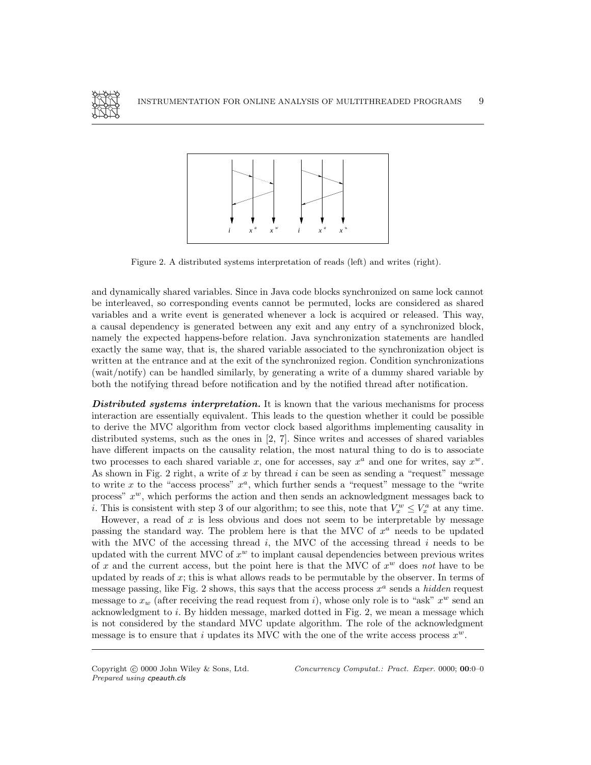i $x^a$ $x^w$ i $x^a$ $x^w$

Figure 2. A distributed systems interpretation of reads (left) and writes (right).

and dynamically shared variables. Since in Java code blocks synchronized on same lock cannot be interleaved, so corresponding events cannot be permuted, locks are considered as shared variables and a write event is generated whenever a lock is acquired or released. This way, a causal dependency is generated between any exit and any entry of a synchronized block, namely the expected happens-before relation. Java synchronization statements are handled exactly the same way, that is, the shared variable associated to the synchronization object is written at the entrance and at the exit of the synchronized region. Condition synchronizations (wait/notify) can be handled similarly, by generating a write of a dummy shared variable by both the notifying thread before notification and by the notified thread after notification.

***Distributed systems interpretation.*** It is known that the various mechanisms for process interaction are essentially equivalent. This leads to the question whether it could be possible to derive the MVC algorithm from vector clock based algorithms implementing causality in distributed systems, such as the ones in [2, 7]. Since writes and accesses of shared variables have different impacts on the causality relation, the most natural thing to do is to associate two processes to each shared variable $x$, one for accesses, say $x^a$ and one for writes, say $x^w$. As shown in Fig. 2 right, a write of $x$ by thread $i$ can be seen as sending a "request" message to write $x$ to the "access process" $x^a$, which further sends a "request" message to the "write process" $x^w$, which performs the action and then sends an acknowledgment messages back to $i$. This is consistent with step 3 of our algorithm; to see this, note that $V_x^w \leq V_x^a$ at any time.

However, a read of $x$ is less obvious and does not seem to be interpretable by message passing the standard way. The problem here is that the MVC of $x^a$ needs to be updated with the MVC of the accessing thread $i$, the MVC of the accessing thread $i$ needs to be updated with the current MVC of $x^w$ to implant causal dependencies between previous writes of $x$ and the current access, but the point here is that the MVC of $x^w$ does *not* have to be updated by reads of $x$; this is what allows reads to be permutable by the observer. In terms of message passing, like Fig. 2 shows, this says that the access process $x^a$ sends a *hidden* request message to $x_w$ (after receiving the read request from $i$), whose only role is to "ask" $x^w$ send an acknowledgment to $i$. By hidden message, marked dotted in Fig. 2, we mean a message which is not considered by the standard MVC update algorithm. The role of the acknowledgment message is to ensure that $i$ updates its MVC with the one of the write access process $x^w$.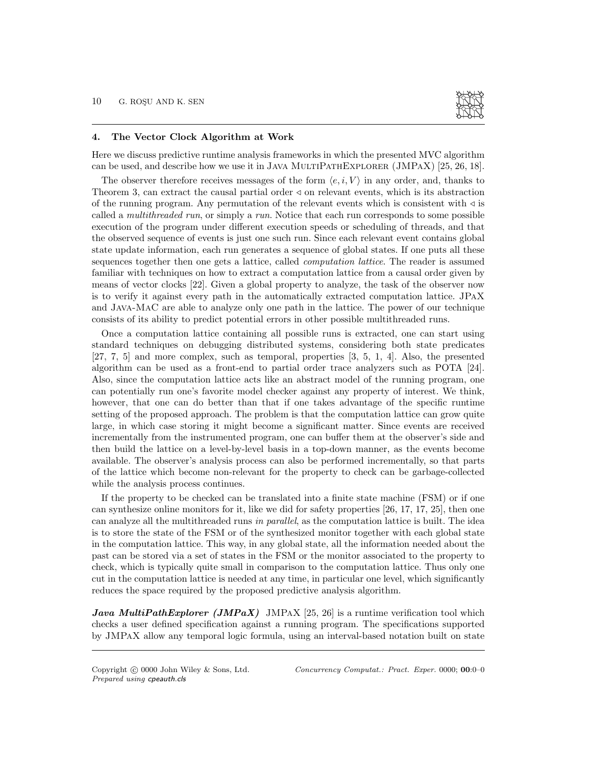## 4. The Vector Clock Algorithm at Work

Here we discuss predictive runtime analysis frameworks in which the presented MVC algorithm can be used, and describe how we use it in Java MultiPathExplorer (JMPaX) [25, 26, 18].

The observer therefore receives messages of the form $\langle e, i, V \rangle$ in any order, and, thanks to Theorem 3, can extract the causal partial order $\lhd$ on relevant events, which is its abstraction of the running program. Any permutation of the relevant events which is consistent with $\lhd$ is called a *multithreaded run*, or simply a *run*. Notice that each run corresponds to some possible execution of the program under different execution speeds or scheduling of threads, and that the observed sequence of events is just one such run. Since each relevant event contains global state update information, each run generates a sequence of global states. If one puts all these sequences together then one gets a lattice, called *computation lattice*. The reader is assumed familiar with techniques on how to extract a computation lattice from a causal order given by means of vector clocks [22]. Given a global property to analyze, the task of the observer now is to verify it against every path in the automatically extracted computation lattice. JPaX and Java-MaC are able to analyze only one path in the lattice. The power of our technique consists of its ability to predict potential errors in other possible multithreaded runs.

Once a computation lattice containing all possible runs is extracted, one can start using standard techniques on debugging distributed systems, considering both state predicates [27, 7, 5] and more complex, such as temporal, properties [3, 5, 1, 4]. Also, the presented algorithm can be used as a front-end to partial order trace analyzers such as POTA [24]. Also, since the computation lattice acts like an abstract model of the running program, one can potentially run one's favorite model checker against any property of interest. We think, however, that one can do better than that if one takes advantage of the specific runtime setting of the proposed approach. The problem is that the computation lattice can grow quite large, in which case storing it might become a significant matter. Since events are received incrementally from the instrumented program, one can buffer them at the observer's side and then build the lattice on a level-by-level basis in a top-down manner, as the events become available. The observer's analysis process can also be performed incrementally, so that parts of the lattice which become non-relevant for the property to check can be garbage-collected while the analysis process continues.

If the property to be checked can be translated into a finite state machine (FSM) or if one can synthesize online monitors for it, like we did for safety properties [26, 17, 17, 25], then one can analyze all the multithreaded runs *in parallel*, as the computation lattice is built. The idea is to store the state of the FSM or of the synthesized monitor together with each global state in the computation lattice. This way, in any global state, all the information needed about the past can be stored via a set of states in the FSM or the monitor associated to the property to check, which is typically quite small in comparison to the computation lattice. Thus only one cut in the computation lattice is needed at any time, in particular one level, which significantly reduces the space required by the proposed predictive analysis algorithm.

***Java MultiPathExplorer (JMPaX)*** JMPaX [25, 26] is a runtime verification tool which checks a user defined specification against a running program. The specifications supported by JMPaX allow any temporal logic formula, using an interval-based notation built on state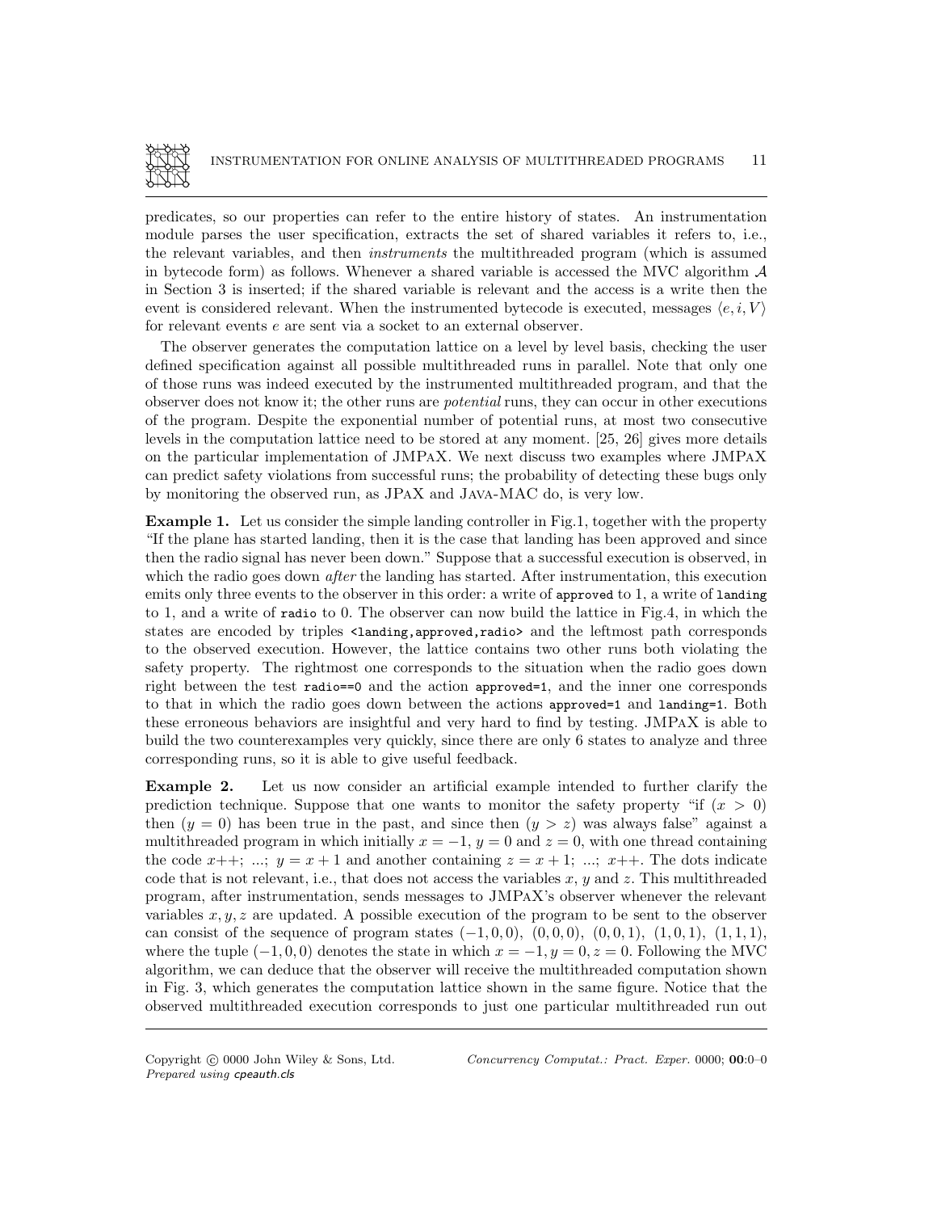predicates, so our properties can refer to the entire history of states. An instrumentation module parses the user specification, extracts the set of shared variables it refers to, i.e., the relevant variables, and then *instruments* the multithreaded program (which is assumed in bytecode form) as follows. Whenever a shared variable is accessed the MVC algorithm $\mathcal{A}$ in Section 3 is inserted; if the shared variable is relevant and the access is a write then the event is considered relevant. When the instrumented bytecode is executed, messages $\langle e, i, V \rangle$ for relevant events $e$ are sent via a socket to an external observer.

The observer generates the computation lattice on a level by level basis, checking the user defined specification against all possible multithreaded runs in parallel. Note that only one of those runs was indeed executed by the instrumented multithreaded program, and that the observer does not know it; the other runs are *potential* runs, they can occur in other executions of the program. Despite the exponential number of potential runs, at most two consecutive levels in the computation lattice need to be stored at any moment. [25, 26] gives more details on the particular implementation of JMPaX. We next discuss two examples where JMPaX can predict safety violations from successful runs; the probability of detecting these bugs only by monitoring the observed run, as JPaX and Java-MAC do, is very low.

**Example 1.** Let us consider the simple landing controller in Fig.1, together with the property "If the plane has started landing, then it is the case that landing has been approved and since then the radio signal has never been down." Suppose that a successful execution is observed, in which the radio goes down *after* the landing has started. After instrumentation, this execution emits only three events to the observer in this order: a write of `approved` to 1, a write of `landing` to 1, and a write of `radio` to 0. The observer can now build the lattice in Fig.4, in which the states are encoded by triples `<landing,approved,radio>` and the leftmost path corresponds to the observed execution. However, the lattice contains two other runs both violating the safety property. The rightmost one corresponds to the situation when the radio goes down right between the test `radio==0` and the action `approved=1`, and the inner one corresponds to that in which the radio goes down between the actions `approved=1` and `landing=1`. Both these erroneous behaviors are insightful and very hard to find by testing. JMPaX is able to build the two counterexamples very quickly, since there are only 6 states to analyze and three corresponding runs, so it is able to give useful feedback.

**Example 2.** Let us now consider an artificial example intended to further clarify the prediction technique. Suppose that one wants to monitor the safety property "if $(x > 0)$ then $(y = 0)$ has been true in the past, and since then $(y > z)$ was always false" against a multithreaded program in which initially $x = -1$, $y = 0$ and $z = 0$, with one thread containing the code $x$++; ...; $y = x + 1$ and another containing $z = x + 1$; ...; $x$++. The dots indicate code that is not relevant, i.e., that does not access the variables $x$, $y$ and $z$. This multithreaded program, after instrumentation, sends messages to JMPaX's observer whenever the relevant variables $x, y, z$ are updated. A possible execution of the program to be sent to the observer can consist of the sequence of program states $(-1, 0, 0)$, $(0, 0, 0)$, $(0, 0, 1)$, $(1, 0, 1)$, $(1, 1, 1)$, where the tuple $(-1, 0, 0)$ denotes the state in which $x = -1, y = 0, z = 0$. Following the MVC algorithm, we can deduce that the observer will receive the multithreaded computation shown in Fig. 3, which generates the computation lattice shown in the same figure. Notice that the observed multithreaded execution corresponds to just one particular multithreaded run out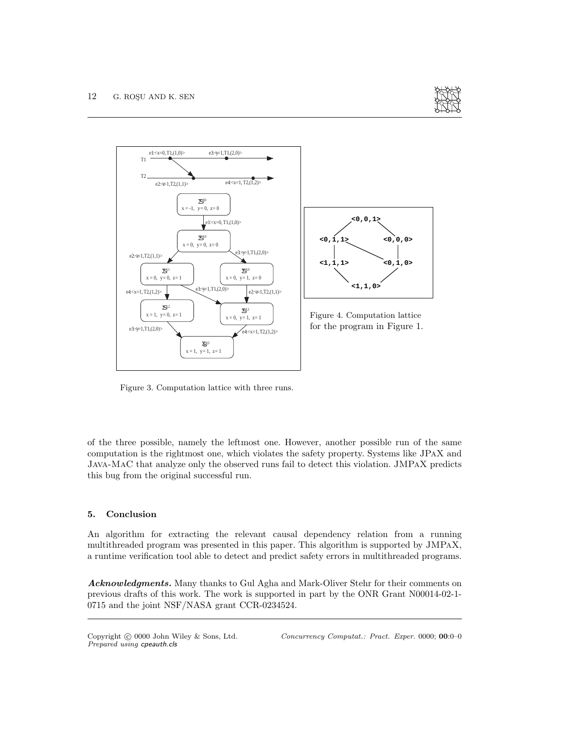Figure 3. Computation lattice with three runs.

Figure 4. Computation lattice for the program in Figure 1.

of the three possible, namely the leftmost one. However, another possible run of the same computation is the rightmost one, which violates the safety property. Systems like JPaX and Java-MaC that analyze only the observed runs fail to detect this violation. JMPaX predicts this bug from the original successful run.

## 5. Conclusion

An algorithm for extracting the relevant causal dependency relation from a running multithreaded program was presented in this paper. This algorithm is supported by JMPaX, a runtime verification tool able to detect and predict safety errors in multithreaded programs.

***Acknowledgments.*** Many thanks to Gul Agha and Mark-Oliver Stehr for their comments on previous drafts of this work. The work is supported in part by the ONR Grant N00014-02-1-0715 and the joint NSF/NASA grant CCR-0234524.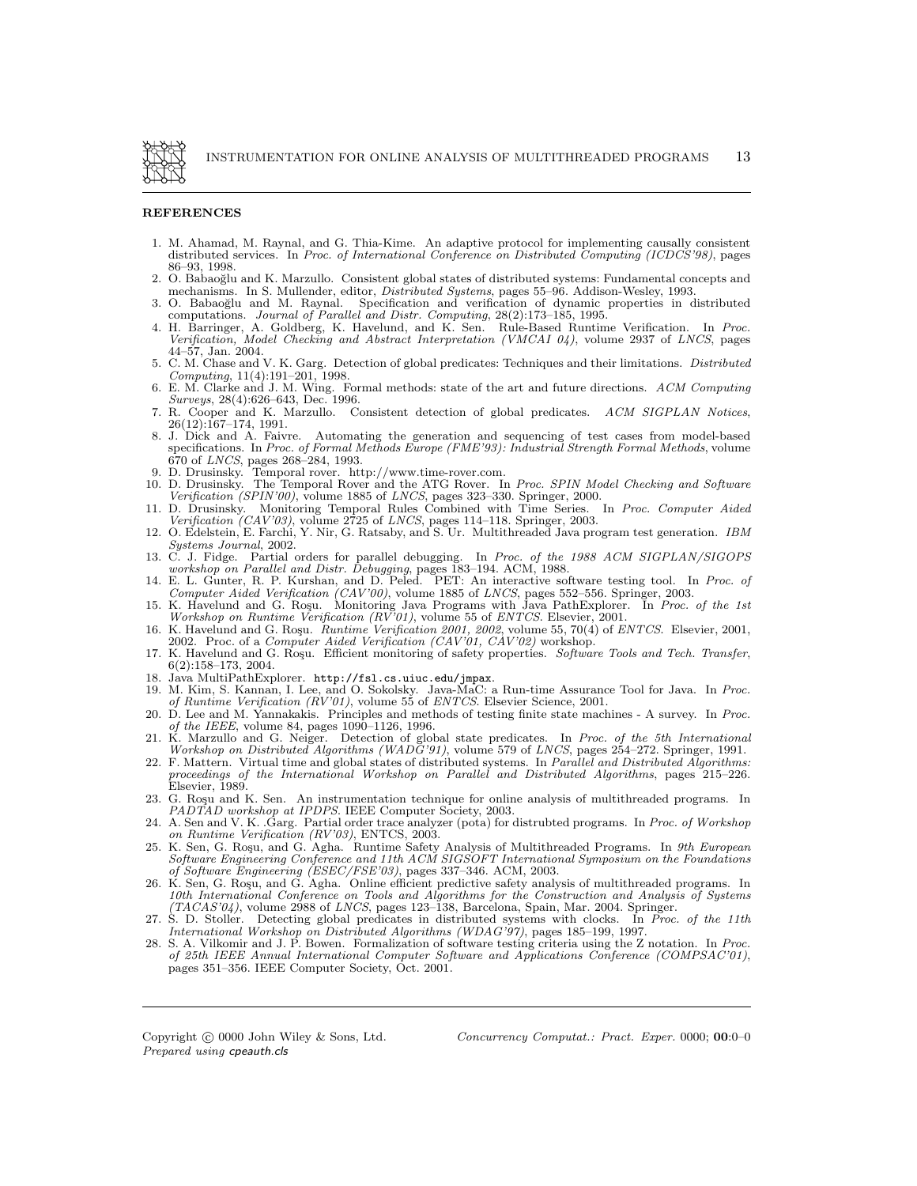**REFERENCES**

1. M. Ahamad, M. Raynal, and G. Thia-Kime. An adaptive protocol for implementing causally consistent distributed services. In *Proc. of International Conference on Distributed Computing (ICDCS'98)*, pages 86–93, 1998.
2. O. Babaoğlu and K. Marzullo. Consistent global states of distributed systems: Fundamental concepts and mechanisms. In S. Mullender, editor, *Distributed Systems*, pages 55–96. Addison-Wesley, 1993.
3. O. Babaoğlu and M. Raynal. Specification and verification of dynamic properties in distributed computations. *Journal of Parallel and Distr. Computing*, 28(2):173–185, 1995.
4. H. Barringer, A. Goldberg, K. Havelund, and K. Sen. Rule-Based Runtime Verification. In *Proc. Verification, Model Checking and Abstract Interpretation (VMCAI 04)*, volume 2937 of *LNCS*, pages 44–57, Jan. 2004.
5. C. M. Chase and V. K. Garg. Detection of global predicates: Techniques and their limitations. *Distributed Computing*, 11(4):191–201, 1998.
6. E. M. Clarke and J. M. Wing. Formal methods: state of the art and future directions. *ACM Computing Surveys*, 28(4):626–643, Dec. 1996.
7. R. Cooper and K. Marzullo. Consistent detection of global predicates. *ACM SIGPLAN Notices*, 26(12):167–174, 1991.
8. J. Dick and A. Faivre. Automating the generation and sequencing of test cases from model-based specifications. In *Proc. of Formal Methods Europe (FME'93): Industrial Strength Formal Methods*, volume 670 of *LNCS*, pages 268–284, 1993.
9. D. Drusinsky. Temporal rover. http://www.time-rover.com.
10. D. Drusinsky. The Temporal Rover and the ATG Rover. In *Proc. SPIN Model Checking and Software Verification (SPIN'00)*, volume 1885 of *LNCS*, pages 323–330. Springer, 2000.
11. D. Drusinsky. Monitoring Temporal Rules Combined with Time Series. In *Proc. Computer Aided Verification (CAV'03)*, volume 2725 of *LNCS*, pages 114–118. Springer, 2003.
12. O. Edelstein, E. Farchi, Y. Nir, G. Ratsaby, and S. Ur. Multithreaded Java program test generation. *IBM Systems Journal*, 2002.
13. C. J. Fidge. Partial orders for parallel debugging. In *Proc. of the 1988 ACM SIGPLAN/SIGOPS workshop on Parallel and Distr. Debugging*, pages 183–194. ACM, 1988.
14. E. L. Gunter, R. P. Kurshan, and D. Peled. PET: An interactive software testing tool. In *Proc. of Computer Aided Verification (CAV'00)*, volume 1885 of *LNCS*, pages 552–556. Springer, 2003.
15. K. Havelund and G. Roşu. Monitoring Java Programs with Java PathExplorer. In *Proc. of the 1st Workshop on Runtime Verification (RV'01)*, volume 55 of *ENTCS*. Elsevier, 2001.
16. K. Havelund and G. Roşu. *Runtime Verification 2001, 2002*, volume 55, 70(4) of *ENTCS*. Elsevier, 2001, 2002. Proc. of a *Computer Aided Verification (CAV'01, CAV'02)* workshop.
17. K. Havelund and G. Roşu. Efficient monitoring of safety properties. *Software Tools and Tech. Transfer*, 6(2):158–173, 2004.
18. Java MultiPathExplorer. `http://fsl.cs.uiuc.edu/jmpax`.
19. M. Kim, S. Kannan, I. Lee, and O. Sokolsky. Java-MaC: a Run-time Assurance Tool for Java. In *Proc. of Runtime Verification (RV'01)*, volume 55 of *ENTCS*. Elsevier Science, 2001.
20. D. Lee and M. Yannakakis. Principles and methods of testing finite state machines - A survey. In *Proc. of the IEEE*, volume 84, pages 1090–1126, 1996.
21. K. Marzullo and G. Neiger. Detection of global state predicates. In *Proc. of the 5th International Workshop on Distributed Algorithms (WADG'91)*, volume 579 of *LNCS*, pages 254–272. Springer, 1991.
22. F. Mattern. Virtual time and global states of distributed systems. In *Parallel and Distributed Algorithms: proceedings of the International Workshop on Parallel and Distributed Algorithms*, pages 215–226. Elsevier, 1989.
23. G. Roşu and K. Sen. An instrumentation technique for online analysis of multithreaded programs. In *PADTAD workshop at IPDPS*. IEEE Computer Society, 2003.
24. A. Sen and V. K. .Garg. Partial order trace analyzer (pota) for distrubted programs. In *Proc. of Workshop on Runtime Verification (RV'03)*, ENTCS, 2003.
25. K. Sen, G. Roşu, and G. Agha. Runtime Safety Analysis of Multithreaded Programs. In *9th European Software Engineering Conference and 11th ACM SIGSOFT International Symposium on the Foundations of Software Engineering (ESEC/FSE'03)*, pages 337–346. ACM, 2003.
26. K. Sen, G. Roşu, and G. Agha. Online efficient predictive safety analysis of multithreaded programs. In *10th International Conference on Tools and Algorithms for the Construction and Analysis of Systems (TACAS'04)*, volume 2988 of *LNCS*, pages 123–138, Barcelona, Spain, Mar. 2004. Springer.
27. S. D. Stoller. Detecting global predicates in distributed systems with clocks. In *Proc. of the 11th International Workshop on Distributed Algorithms (WDAG'97)*, pages 185–199, 1997.
28. S. A. Vilkomir and J. P. Bowen. Formalization of software testing criteria using the Z notation. In *Proc. of 25th IEEE Annual International Computer Software and Applications Conference (COMPSAC'01)*, pages 351–356. IEEE Computer Society, Oct. 2001.